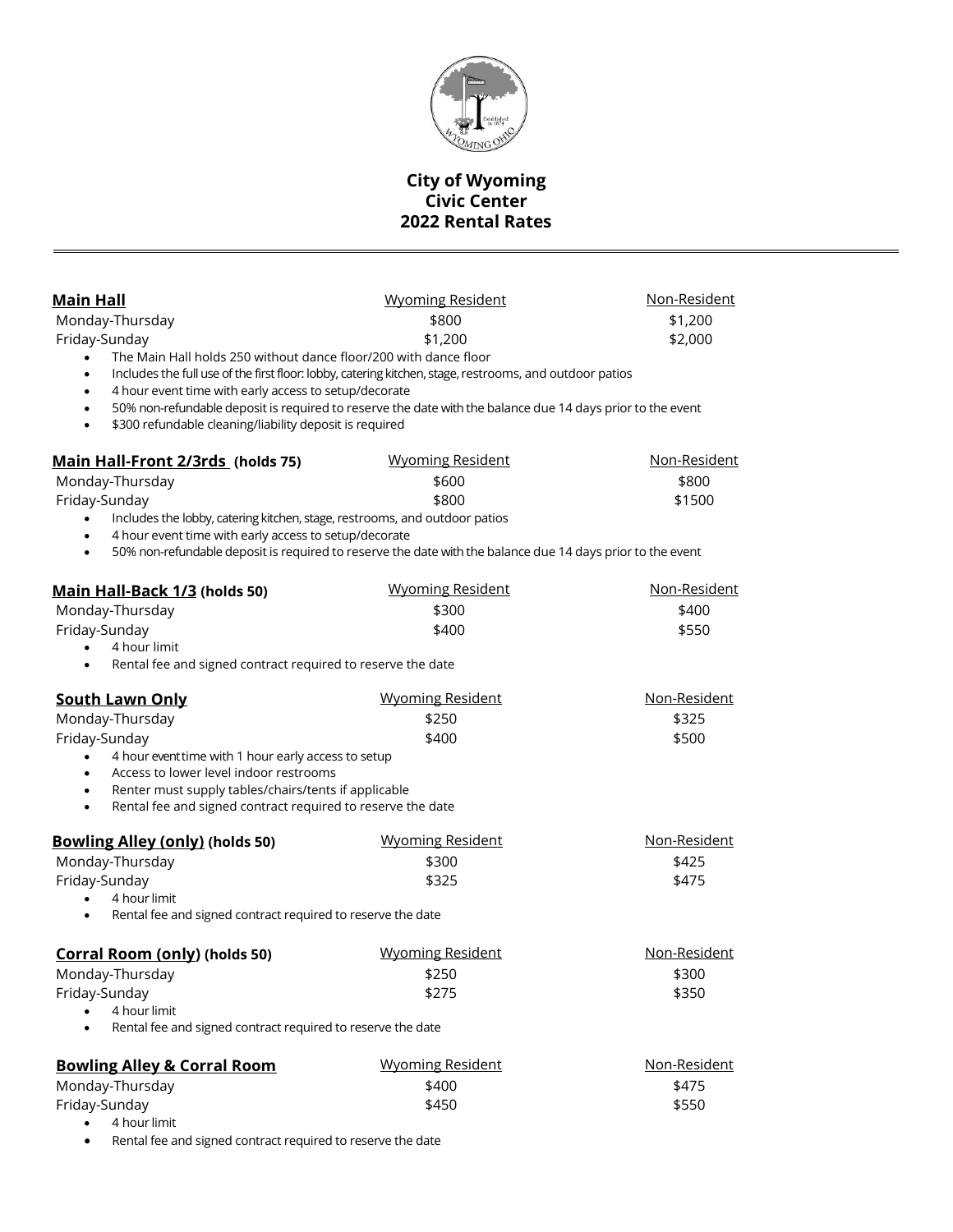# City of Wyoming
# Civic Center
# 2022 Rental Rates

---

| **Main Hall** | Wyoming Resident | Non-Resident |
|---|---|---|
| Monday-Thursday | $800 | $1,200 |
| Friday-Sunday | $1,200 | $2,000 |

- The Main Hall holds 250 without dance floor/200 with dance floor
- Includes the full use of the first floor: lobby, catering kitchen, stage, restrooms, and outdoor patios
- 4 hour event time with early access to setup/decorate
- 50% non-refundable deposit is required to reserve the date with the balance due 14 days prior to the event
- $300 refundable cleaning/liability deposit is required

| **Main Hall-Front 2/3rds (holds 75)** | Wyoming Resident | Non-Resident |
|---|---|---|
| Monday-Thursday | $600 | $800 |
| Friday-Sunday | $800 | $1500 |

- Includes the lobby, catering kitchen, stage, restrooms, and outdoor patios
- 4 hour event time with early access to setup/decorate
- 50% non-refundable deposit is required to reserve the date with the balance due 14 days prior to the event

| **Main Hall-Back 1/3 (holds 50)** | Wyoming Resident | Non-Resident |
|---|---|---|
| Monday-Thursday | $300 | $400 |
| Friday-Sunday | $400 | $550 |

- 4 hour limit
- Rental fee and signed contract required to reserve the date

| **South Lawn Only** | Wyoming Resident | Non-Resident |
|---|---|---|
| Monday-Thursday | $250 | $325 |
| Friday-Sunday | $400 | $500 |

- 4 hour event time with 1 hour early access to setup
- Access to lower level indoor restrooms
- Renter must supply tables/chairs/tents if applicable
- Rental fee and signed contract required to reserve the date

| **Bowling Alley (only) (holds 50)** | Wyoming Resident | Non-Resident |
|---|---|---|
| Monday-Thursday | $300 | $425 |
| Friday-Sunday | $325 | $475 |

- 4 hour limit
- Rental fee and signed contract required to reserve the date

| **Corral Room (only) (holds 50)** | Wyoming Resident | Non-Resident |
|---|---|---|
| Monday-Thursday | $250 | $300 |
| Friday-Sunday | $275 | $350 |

- 4 hour limit
- Rental fee and signed contract required to reserve the date

| **Bowling Alley & Corral Room** | Wyoming Resident | Non-Resident |
|---|---|---|
| Monday-Thursday | $400 | $475 |
| Friday-Sunday | $450 | $550 |

- 4 hour limit
- Rental fee and signed contract required to reserve the date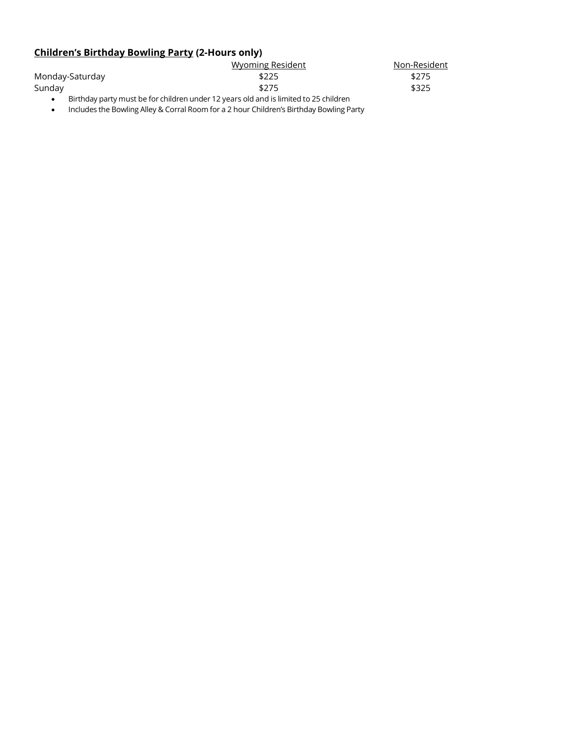**<u>Children's Birthday Bowling Party</u> (2-Hours only)**

| | Wyoming Resident | Non-Resident |
|---|---|---|
| Monday-Saturday | $225 | $275 |
| Sunday | $275 | $325 |

- Birthday party must be for children under 12 years old and is limited to 25 children
- Includes the Bowling Alley & Corral Room for a 2 hour Children's Birthday Bowling Party